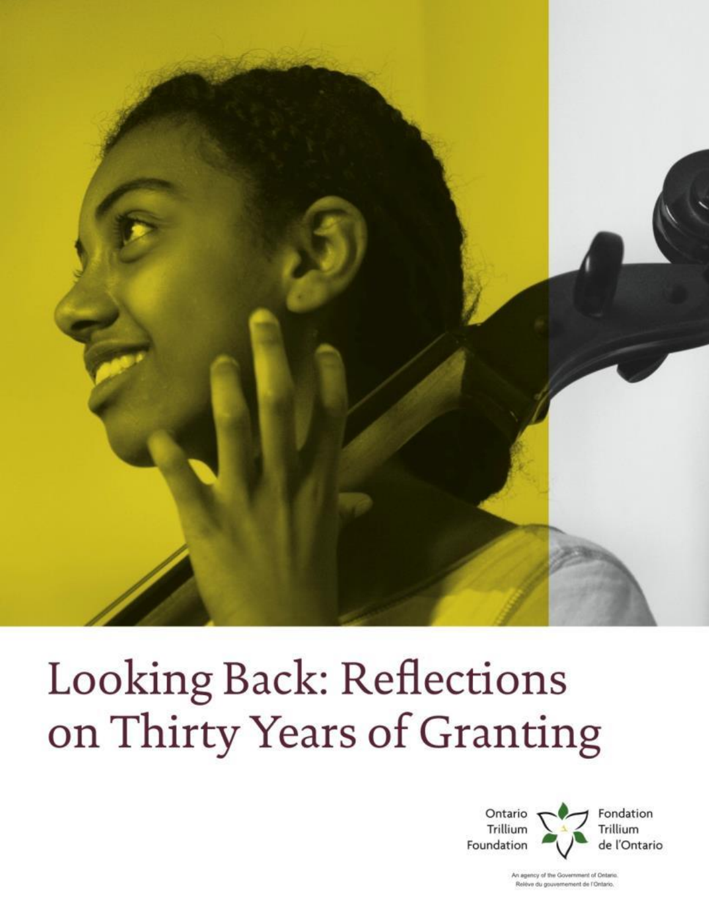# Looking Back: Reflections on Thirty Years of Granting

Ontario Trillium Foundation

Fondation Trillium de l'Ontario

An agency of the Government of Ontario.
Relève du gouvernement de l'Ontario.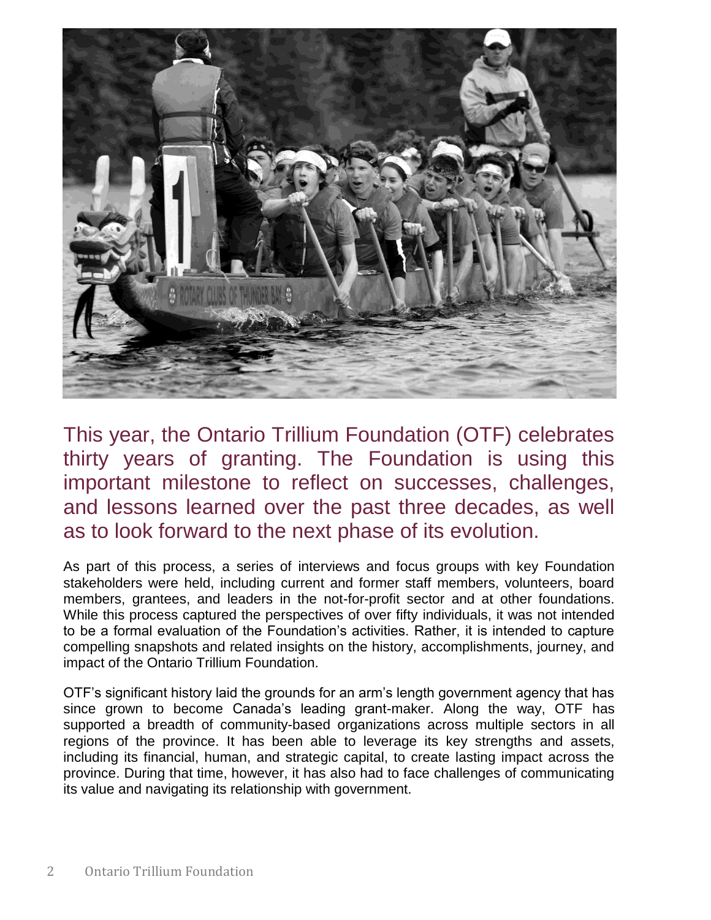This year, the Ontario Trillium Foundation (OTF) celebrates thirty years of granting. The Foundation is using this important milestone to reflect on successes, challenges, and lessons learned over the past three decades, as well as to look forward to the next phase of its evolution.

As part of this process, a series of interviews and focus groups with key Foundation stakeholders were held, including current and former staff members, volunteers, board members, grantees, and leaders in the not-for-profit sector and at other foundations. While this process captured the perspectives of over fifty individuals, it was not intended to be a formal evaluation of the Foundation's activities. Rather, it is intended to capture compelling snapshots and related insights on the history, accomplishments, journey, and impact of the Ontario Trillium Foundation.

OTF's significant history laid the grounds for an arm's length government agency that has since grown to become Canada's leading grant-maker. Along the way, OTF has supported a breadth of community-based organizations across multiple sectors in all regions of the province. It has been able to leverage its key strengths and assets, including its financial, human, and strategic capital, to create lasting impact across the province. During that time, however, it has also had to face challenges of communicating its value and navigating its relationship with government.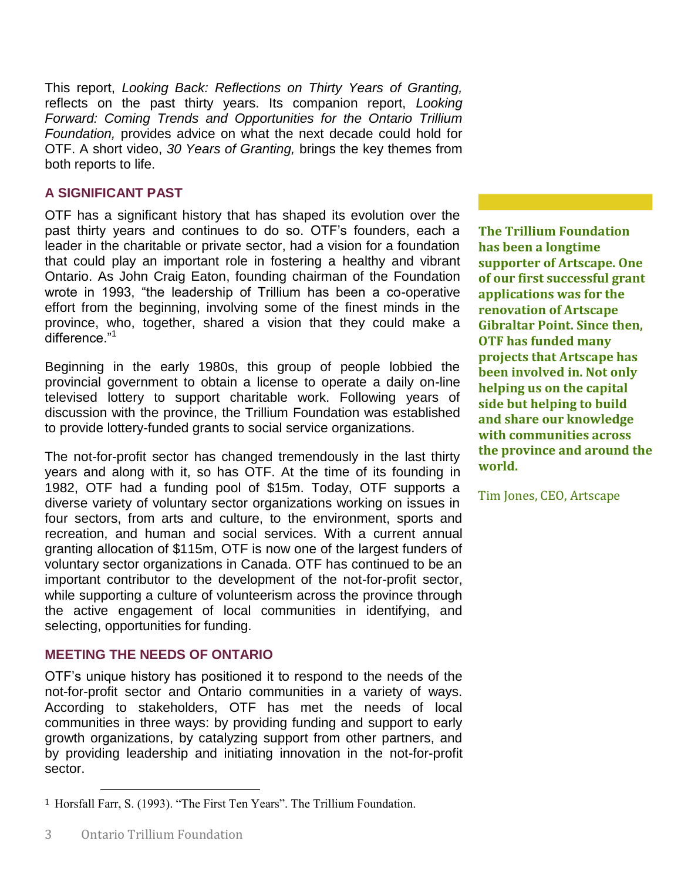This report, *Looking Back: Reflections on Thirty Years of Granting,* reflects on the past thirty years. Its companion report, *Looking Forward: Coming Trends and Opportunities for the Ontario Trillium Foundation,* provides advice on what the next decade could hold for OTF. A short video, *30 Years of Granting,* brings the key themes from both reports to life.

## A SIGNIFICANT PAST

OTF has a significant history that has shaped its evolution over the past thirty years and continues to do so. OTF's founders, each a leader in the charitable or private sector, had a vision for a foundation that could play an important role in fostering a healthy and vibrant Ontario. As John Craig Eaton, founding chairman of the Foundation wrote in 1993, "the leadership of Trillium has been a co-operative effort from the beginning, involving some of the finest minds in the province, who, together, shared a vision that they could make a difference."[1]

Beginning in the early 1980s, this group of people lobbied the provincial government to obtain a license to operate a daily on-line televised lottery to support charitable work. Following years of discussion with the province, the Trillium Foundation was established to provide lottery-funded grants to social service organizations.

The not-for-profit sector has changed tremendously in the last thirty years and along with it, so has OTF. At the time of its founding in 1982, OTF had a funding pool of \$15m. Today, OTF supports a diverse variety of voluntary sector organizations working on issues in four sectors, from arts and culture, to the environment, sports and recreation, and human and social services. With a current annual granting allocation of \$115m, OTF is now one of the largest funders of voluntary sector organizations in Canada. OTF has continued to be an important contributor to the development of the not-for-profit sector, while supporting a culture of volunteerism across the province through the active engagement of local communities in identifying, and selecting, opportunities for funding.

> **The Trillium Foundation has been a longtime supporter of Artscape. One of our first successful grant applications was for the renovation of Artscape Gibraltar Point. Since then, OTF has funded many projects that Artscape has been involved in. Not only helping us on the capital side but helping to build and share our knowledge with communities across the province and around the world.**
>
> Tim Jones, CEO, Artscape

## MEETING THE NEEDS OF ONTARIO

OTF's unique history has positioned it to respond to the needs of the not-for-profit sector and Ontario communities in a variety of ways. According to stakeholders, OTF has met the needs of local communities in three ways: by providing funding and support to early growth organizations, by catalyzing support from other partners, and by providing leadership and initiating innovation in the not-for-profit sector.

---

[1] Horsfall Farr, S. (1993). "The First Ten Years". The Trillium Foundation.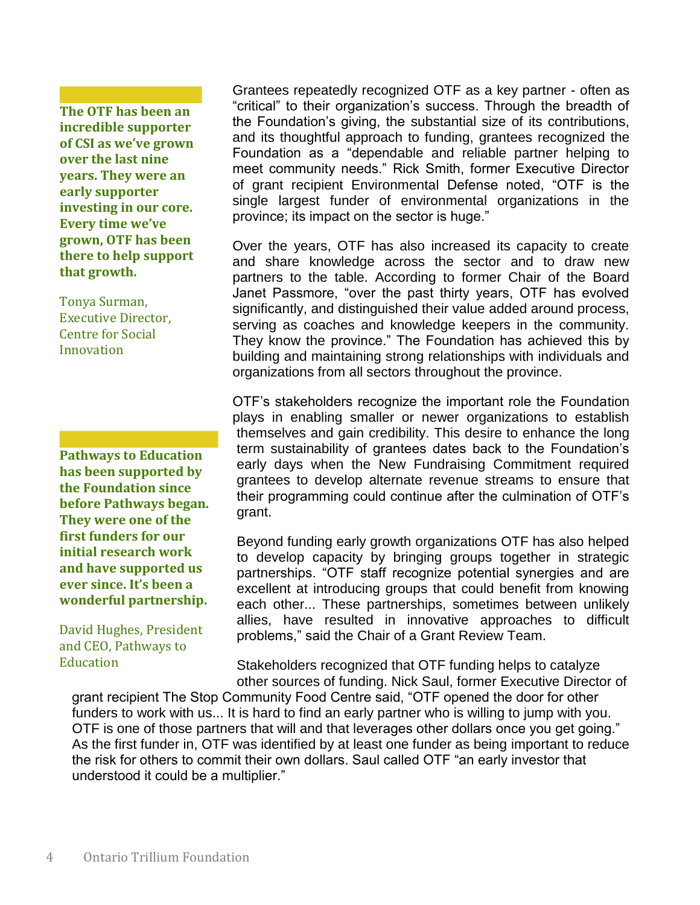Grantees repeatedly recognized OTF as a key partner - often as "critical" to their organization's success. Through the breadth of the Foundation's giving, the substantial size of its contributions, and its thoughtful approach to funding, grantees recognized the Foundation as a "dependable and reliable partner helping to meet community needs." Rick Smith, former Executive Director of grant recipient Environmental Defense noted, "OTF is the single largest funder of environmental organizations in the province; its impact on the sector is huge."

> **The OTF has been an incredible supporter of CSI as we've grown over the last nine years. They were an early supporter investing in our core. Every time we've grown, OTF has been there to help support that growth.**
>
> Tonya Surman, Executive Director, Centre for Social Innovation

Over the years, OTF has also increased its capacity to create and share knowledge across the sector and to draw new partners to the table. According to former Chair of the Board Janet Passmore, "over the past thirty years, OTF has evolved significantly, and distinguished their value added around process, serving as coaches and knowledge keepers in the community. They know the province." The Foundation has achieved this by building and maintaining strong relationships with individuals and organizations from all sectors throughout the province.

OTF's stakeholders recognize the important role the Foundation plays in enabling smaller or newer organizations to establish themselves and gain credibility. This desire to enhance the long term sustainability of grantees dates back to the Foundation's early days when the New Fundraising Commitment required grantees to develop alternate revenue streams to ensure that their programming could continue after the culmination of OTF's grant.

> **Pathways to Education has been supported by the Foundation since before Pathways began. They were one of the first funders for our initial research work and have supported us ever since. It's been a wonderful partnership.**
>
> David Hughes, President and CEO, Pathways to Education

Beyond funding early growth organizations OTF has also helped to develop capacity by bringing groups together in strategic partnerships. "OTF staff recognize potential synergies and are excellent at introducing groups that could benefit from knowing each other... These partnerships, sometimes between unlikely allies, have resulted in innovative approaches to difficult problems," said the Chair of a Grant Review Team.

Stakeholders recognized that OTF funding helps to catalyze other sources of funding. Nick Saul, former Executive Director of grant recipient The Stop Community Food Centre said, "OTF opened the door for other funders to work with us... It is hard to find an early partner who is willing to jump with you. OTF is one of those partners that will and that leverages other dollars once you get going." As the first funder in, OTF was identified by at least one funder as being important to reduce the risk for others to commit their own dollars. Saul called OTF "an early investor that understood it could be a multiplier."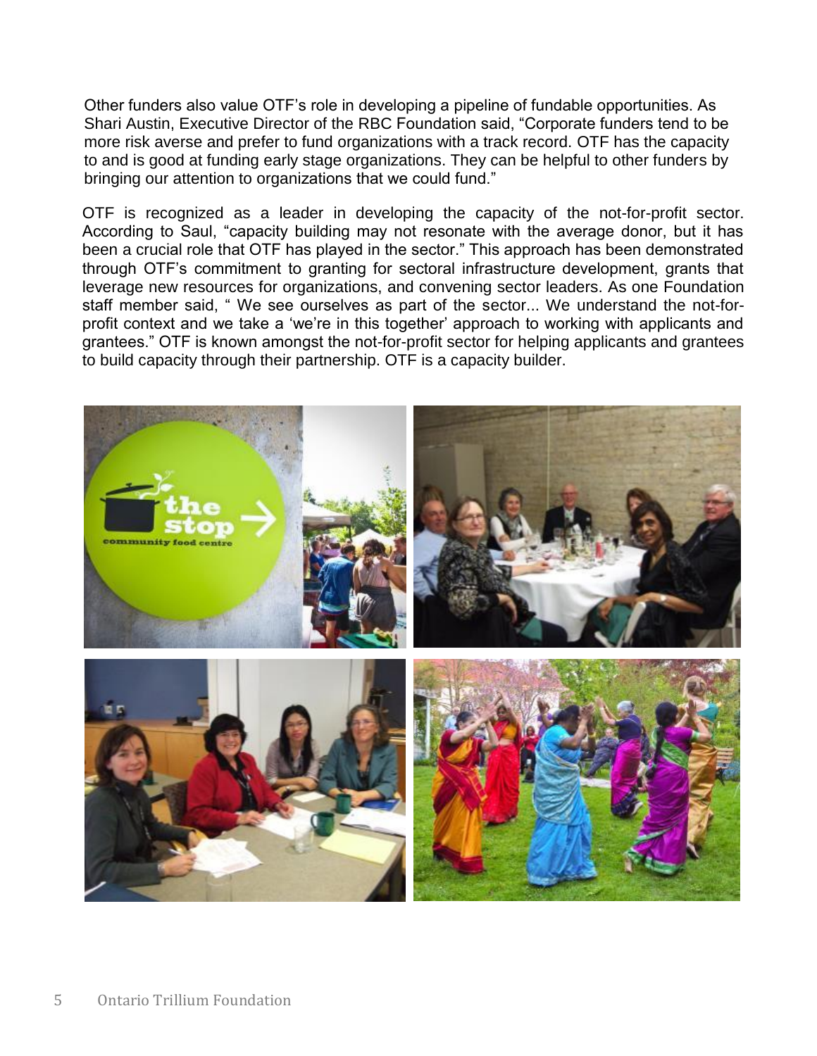Other funders also value OTF's role in developing a pipeline of fundable opportunities. As Shari Austin, Executive Director of the RBC Foundation said, "Corporate funders tend to be more risk averse and prefer to fund organizations with a track record. OTF has the capacity to and is good at funding early stage organizations. They can be helpful to other funders by bringing our attention to organizations that we could fund."

OTF is recognized as a leader in developing the capacity of the not-for-profit sector. According to Saul, "capacity building may not resonate with the average donor, but it has been a crucial role that OTF has played in the sector." This approach has been demonstrated through OTF's commitment to granting for sectoral infrastructure development, grants that leverage new resources for organizations, and convening sector leaders. As one Foundation staff member said, " We see ourselves as part of the sector... We understand the not-for-profit context and we take a 'we're in this together' approach to working with applicants and grantees." OTF is known amongst the not-for-profit sector for helping applicants and grantees to build capacity through their partnership. OTF is a capacity builder.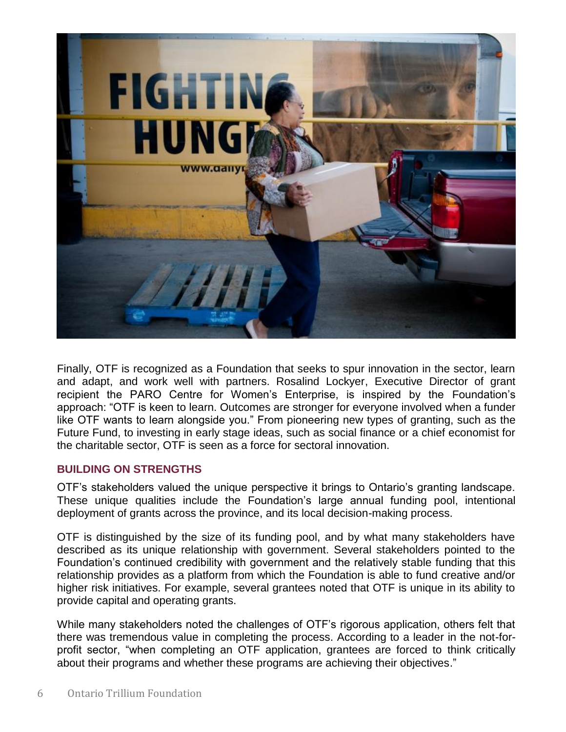Finally, OTF is recognized as a Foundation that seeks to spur innovation in the sector, learn and adapt, and work well with partners. Rosalind Lockyer, Executive Director of grant recipient the PARO Centre for Women's Enterprise, is inspired by the Foundation's approach: "OTF is keen to learn. Outcomes are stronger for everyone involved when a funder like OTF wants to learn alongside you." From pioneering new types of granting, such as the Future Fund, to investing in early stage ideas, such as social finance or a chief economist for the charitable sector, OTF is seen as a force for sectoral innovation.

## BUILDING ON STRENGTHS

OTF's stakeholders valued the unique perspective it brings to Ontario's granting landscape. These unique qualities include the Foundation's large annual funding pool, intentional deployment of grants across the province, and its local decision-making process.

OTF is distinguished by the size of its funding pool, and by what many stakeholders have described as its unique relationship with government. Several stakeholders pointed to the Foundation's continued credibility with government and the relatively stable funding that this relationship provides as a platform from which the Foundation is able to fund creative and/or higher risk initiatives. For example, several grantees noted that OTF is unique in its ability to provide capital and operating grants.

While many stakeholders noted the challenges of OTF's rigorous application, others felt that there was tremendous value in completing the process. According to a leader in the not-for-profit sector, "when completing an OTF application, grantees are forced to think critically about their programs and whether these programs are achieving their objectives."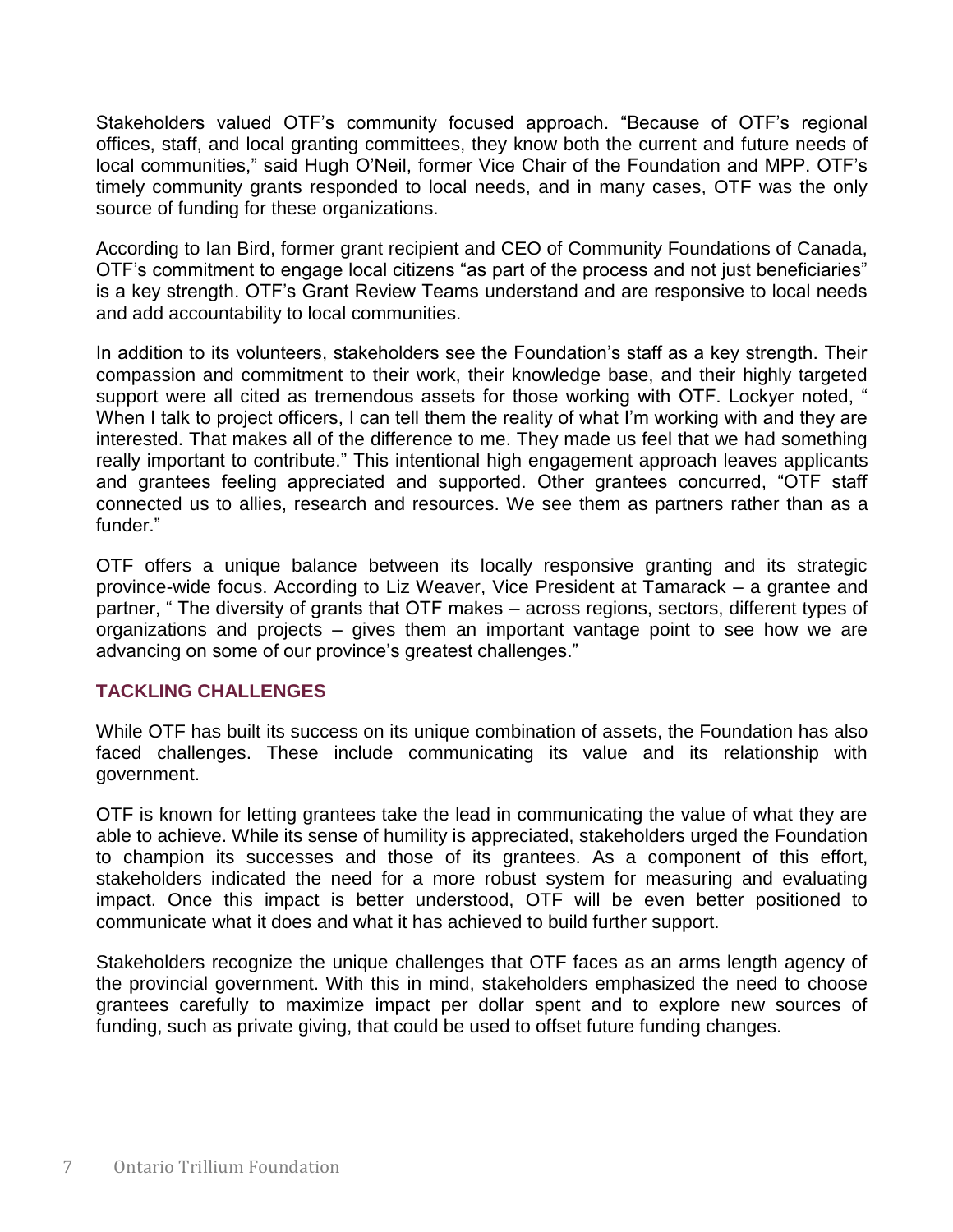Stakeholders valued OTF's community focused approach. "Because of OTF's regional offices, staff, and local granting committees, they know both the current and future needs of local communities," said Hugh O'Neil, former Vice Chair of the Foundation and MPP. OTF's timely community grants responded to local needs, and in many cases, OTF was the only source of funding for these organizations.

According to Ian Bird, former grant recipient and CEO of Community Foundations of Canada, OTF's commitment to engage local citizens "as part of the process and not just beneficiaries" is a key strength. OTF's Grant Review Teams understand and are responsive to local needs and add accountability to local communities.

In addition to its volunteers, stakeholders see the Foundation's staff as a key strength. Their compassion and commitment to their work, their knowledge base, and their highly targeted support were all cited as tremendous assets for those working with OTF. Lockyer noted, " When I talk to project officers, I can tell them the reality of what I'm working with and they are interested. That makes all of the difference to me. They made us feel that we had something really important to contribute." This intentional high engagement approach leaves applicants and grantees feeling appreciated and supported. Other grantees concurred, "OTF staff connected us to allies, research and resources. We see them as partners rather than as a funder."

OTF offers a unique balance between its locally responsive granting and its strategic province-wide focus. According to Liz Weaver, Vice President at Tamarack – a grantee and partner, " The diversity of grants that OTF makes – across regions, sectors, different types of organizations and projects – gives them an important vantage point to see how we are advancing on some of our province's greatest challenges."

## TACKLING CHALLENGES

While OTF has built its success on its unique combination of assets, the Foundation has also faced challenges. These include communicating its value and its relationship with government.

OTF is known for letting grantees take the lead in communicating the value of what they are able to achieve. While its sense of humility is appreciated, stakeholders urged the Foundation to champion its successes and those of its grantees. As a component of this effort, stakeholders indicated the need for a more robust system for measuring and evaluating impact. Once this impact is better understood, OTF will be even better positioned to communicate what it does and what it has achieved to build further support.

Stakeholders recognize the unique challenges that OTF faces as an arms length agency of the provincial government. With this in mind, stakeholders emphasized the need to choose grantees carefully to maximize impact per dollar spent and to explore new sources of funding, such as private giving, that could be used to offset future funding changes.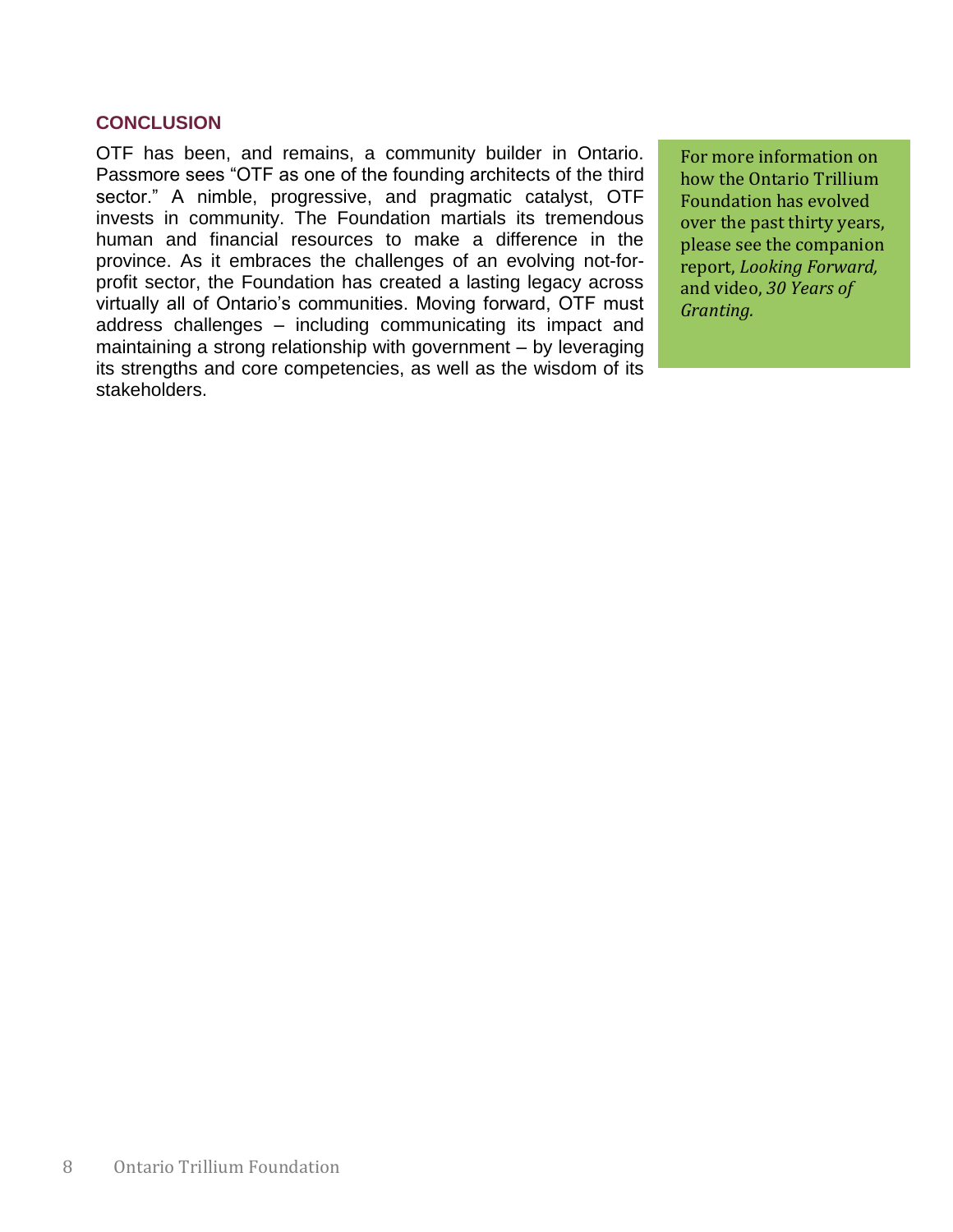## CONCLUSION

OTF has been, and remains, a community builder in Ontario. Passmore sees “OTF as one of the founding architects of the third sector.” A nimble, progressive, and pragmatic catalyst, OTF invests in community. The Foundation martials its tremendous human and financial resources to make a difference in the province. As it embraces the challenges of an evolving not-for-profit sector, the Foundation has created a lasting legacy across virtually all of Ontario’s communities. Moving forward, OTF must address challenges – including communicating its impact and maintaining a strong relationship with government – by leveraging its strengths and core competencies, as well as the wisdom of its stakeholders.

For more information on how the Ontario Trillium Foundation has evolved over the past thirty years, please see the companion report, *Looking Forward,* and video, *30 Years of Granting.*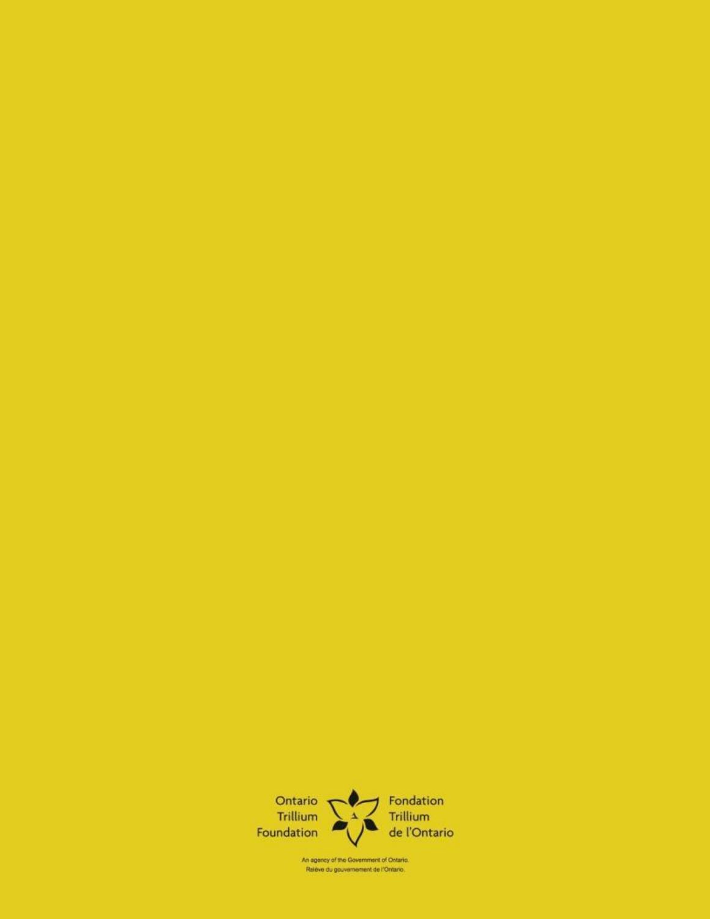Ontario Trillium Foundation

Fondation Trillium de l'Ontario

An agency of the Government of Ontario.
Relève du gouvernement de l'Ontario.